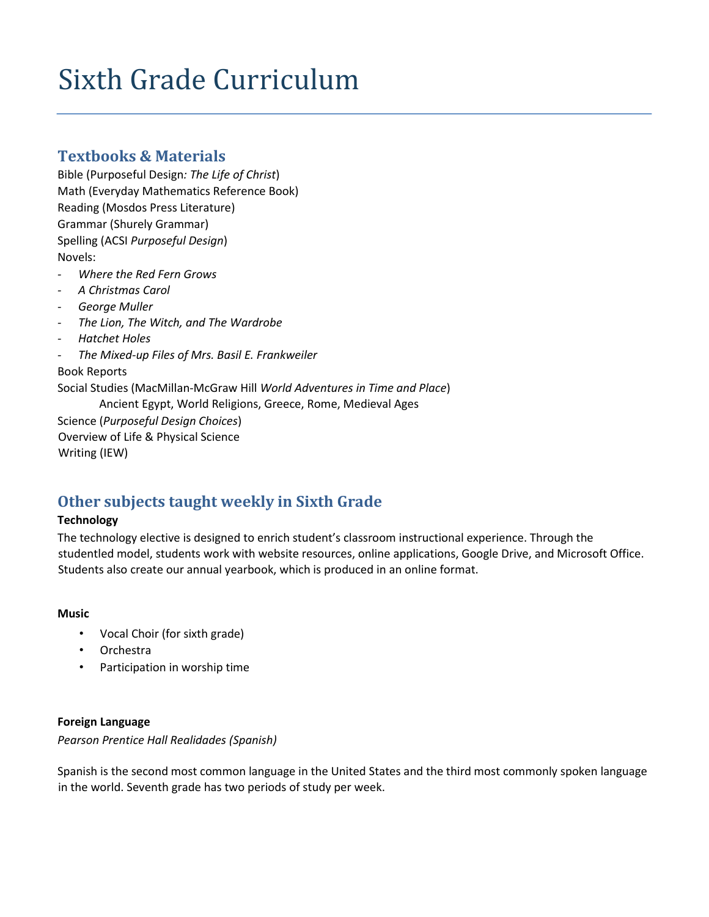# Sixth Grade Curriculum

## Textbooks & Materials

Bible (Purposeful Design*: The Life of Christ*)
Math (Everyday Mathematics Reference Book)
Reading (Mosdos Press Literature)
Grammar (Shurely Grammar)
Spelling (ACSI *Purposeful Design*)
Novels:

- *Where the Red Fern Grows*
- *A Christmas Carol*
- *George Muller*
- *The Lion, The Witch, and The Wardrobe*
- *Hatchet Holes*
- *The Mixed-up Files of Mrs. Basil E. Frankweiler*

Book Reports
Social Studies (MacMillan-McGraw Hill *World Adventures in Time and Place*)
Ancient Egypt, World Religions, Greece, Rome, Medieval Ages
Science (*Purposeful Design Choices*)
Overview of Life & Physical Science
Writing (IEW)

## Other subjects taught weekly in Sixth Grade

**Technology**

The technology elective is designed to enrich student's classroom instructional experience. Through the studentled model, students work with website resources, online applications, Google Drive, and Microsoft Office. Students also create our annual yearbook, which is produced in an online format.

**Music**

- Vocal Choir (for sixth grade)
- Orchestra
- Participation in worship time

**Foreign Language**

*Pearson Prentice Hall Realidades (Spanish)*

Spanish is the second most common language in the United States and the third most commonly spoken language in the world. Seventh grade has two periods of study per week.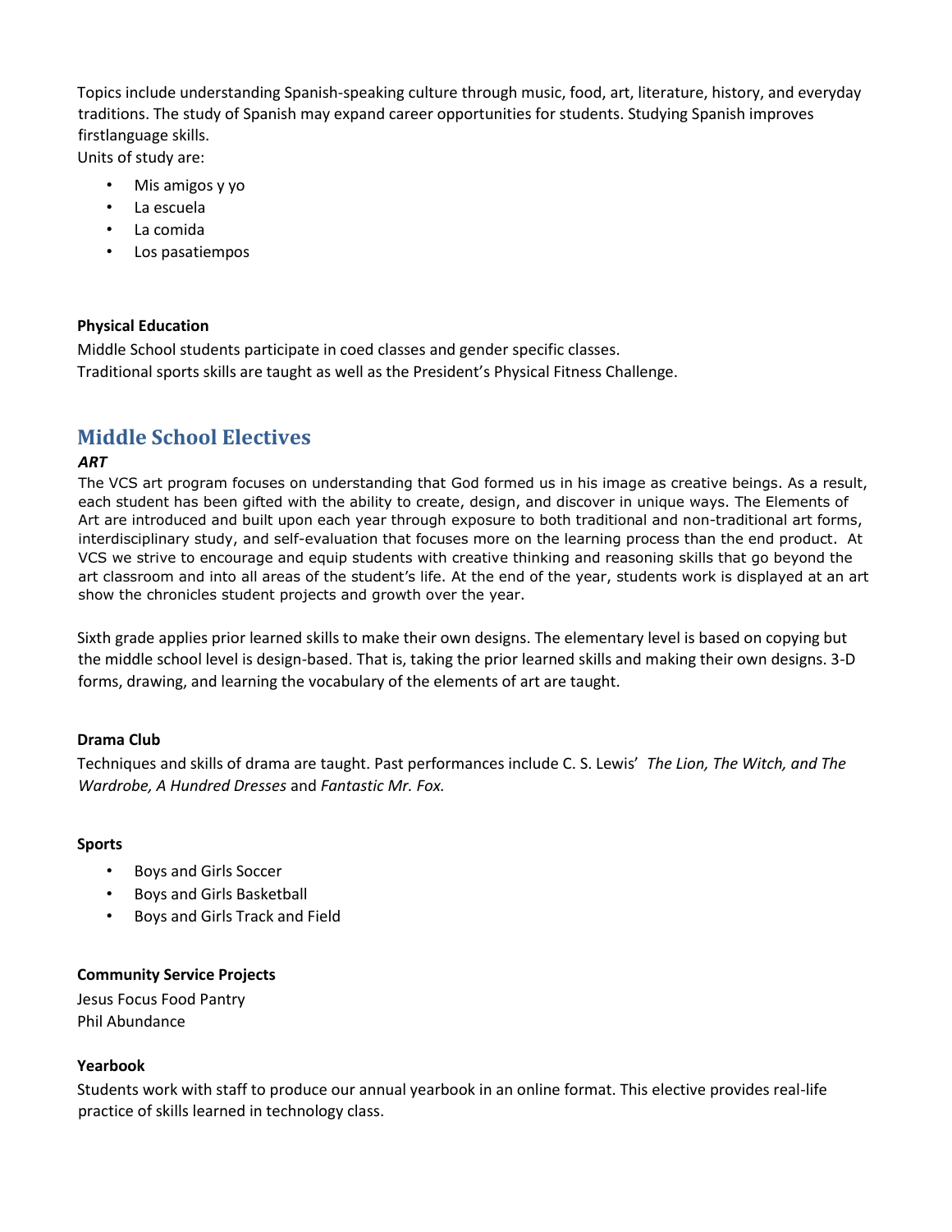Topics include understanding Spanish-speaking culture through music, food, art, literature, history, and everyday traditions. The study of Spanish may expand career opportunities for students. Studying Spanish improves firstlanguage skills.

Units of study are:

- Mis amigos y yo
- La escuela
- La comida
- Los pasatiempos

**Physical Education**

Middle School students participate in coed classes and gender specific classes.

Traditional sports skills are taught as well as the President's Physical Fitness Challenge.

## Middle School Electives

***ART***

The VCS art program focuses on understanding that God formed us in his image as creative beings. As a result, each student has been gifted with the ability to create, design, and discover in unique ways. The Elements of Art are introduced and built upon each year through exposure to both traditional and non-traditional art forms, interdisciplinary study, and self-evaluation that focuses more on the learning process than the end product. At VCS we strive to encourage and equip students with creative thinking and reasoning skills that go beyond the art classroom and into all areas of the student's life. At the end of the year, students work is displayed at an art show the chronicles student projects and growth over the year.

Sixth grade applies prior learned skills to make their own designs. The elementary level is based on copying but the middle school level is design-based. That is, taking the prior learned skills and making their own designs. 3-D forms, drawing, and learning the vocabulary of the elements of art are taught.

**Drama Club**

Techniques and skills of drama are taught. Past performances include C. S. Lewis' *The Lion, The Witch, and The Wardrobe, A Hundred Dresses* and *Fantastic Mr. Fox.*

**Sports**

- Boys and Girls Soccer
- Boys and Girls Basketball
- Boys and Girls Track and Field

**Community Service Projects**

Jesus Focus Food Pantry
Phil Abundance

**Yearbook**

Students work with staff to produce our annual yearbook in an online format. This elective provides real-life practice of skills learned in technology class.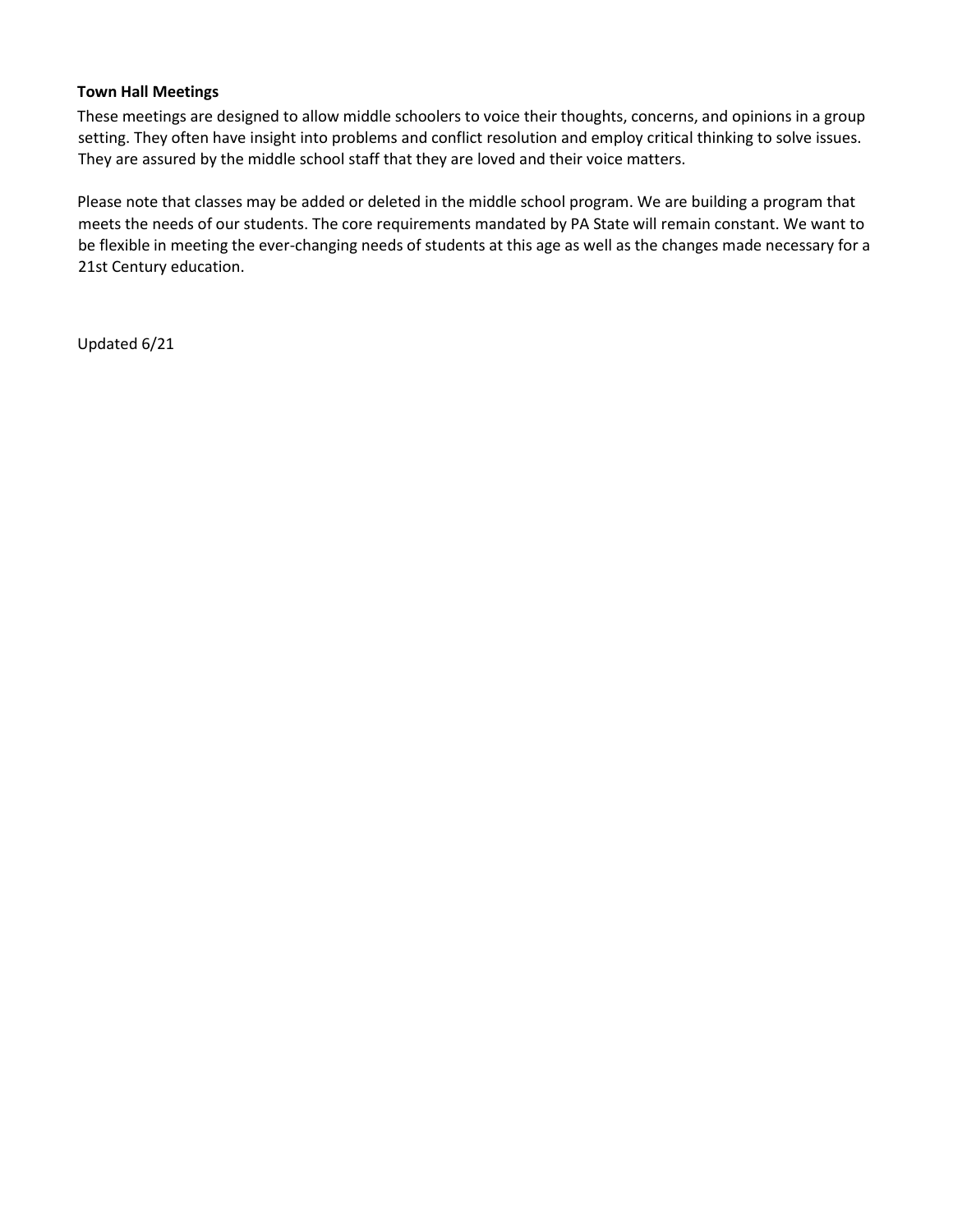**Town Hall Meetings**

These meetings are designed to allow middle schoolers to voice their thoughts, concerns, and opinions in a group setting. They often have insight into problems and conflict resolution and employ critical thinking to solve issues. They are assured by the middle school staff that they are loved and their voice matters.

Please note that classes may be added or deleted in the middle school program. We are building a program that meets the needs of our students. The core requirements mandated by PA State will remain constant. We want to be flexible in meeting the ever-changing needs of students at this age as well as the changes made necessary for a 21st Century education.

Updated 6/21